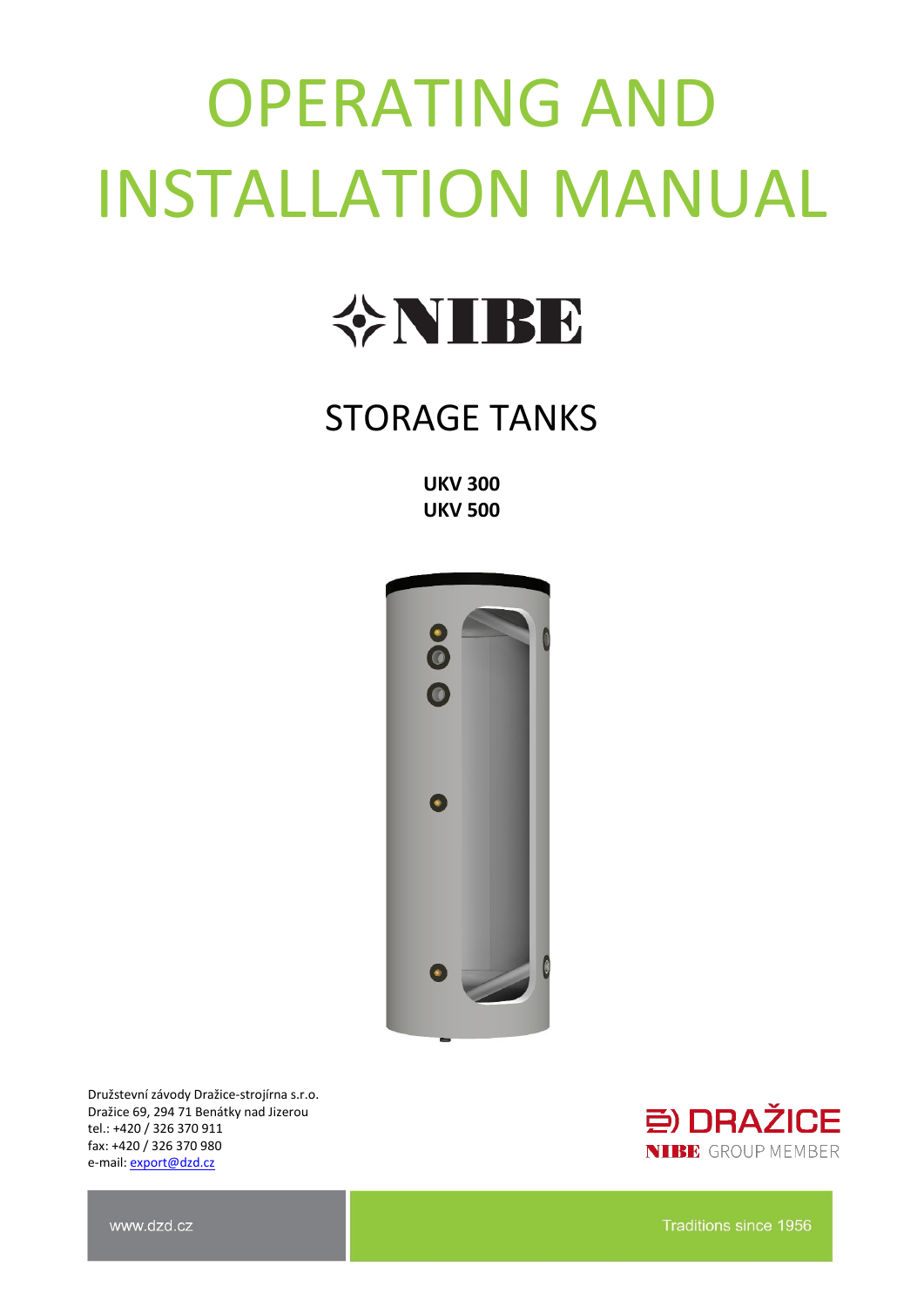# OPERATING AND INSTALLATION MANUAL

NIBE

## STORAGE TANKS

**UKV 300**
**UKV 500**

Družstevní závody Dražice-strojírna s.r.o.
Dražice 69, 294 71 Benátky nad Jizerou
tel.: +420 / 326 370 911
fax: +420 / 326 370 980
e-mail: export@dzd.cz

DRAŽICE
NIBE GROUP MEMBER

www.dzd.cz

Traditions since 1956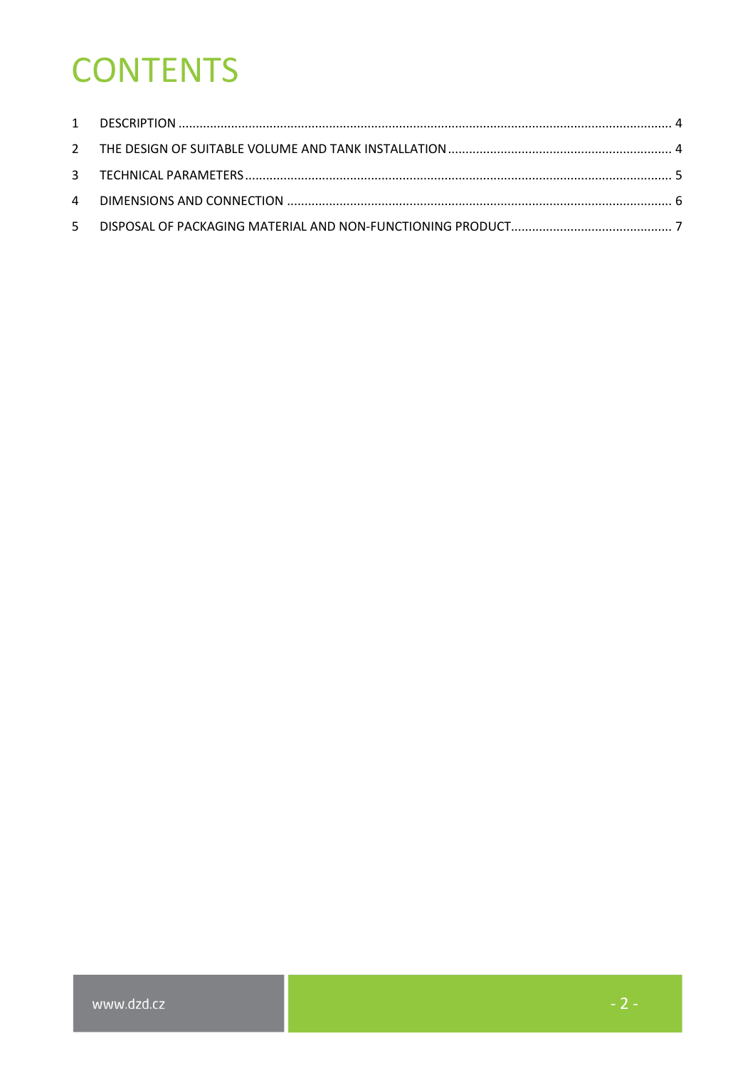# CONTENTS

1 DESCRIPTION ........................................................................................................................................ 4

2 THE DESIGN OF SUITABLE VOLUME AND TANK INSTALLATION ............................................................. 4

3 TECHNICAL PARAMETERS ...................................................................................................................... 5

4 DIMENSIONS AND CONNECTION .......................................................................................................... 6

5 DISPOSAL OF PACKAGING MATERIAL AND NON-FUNCTIONING PRODUCT ............................................ 7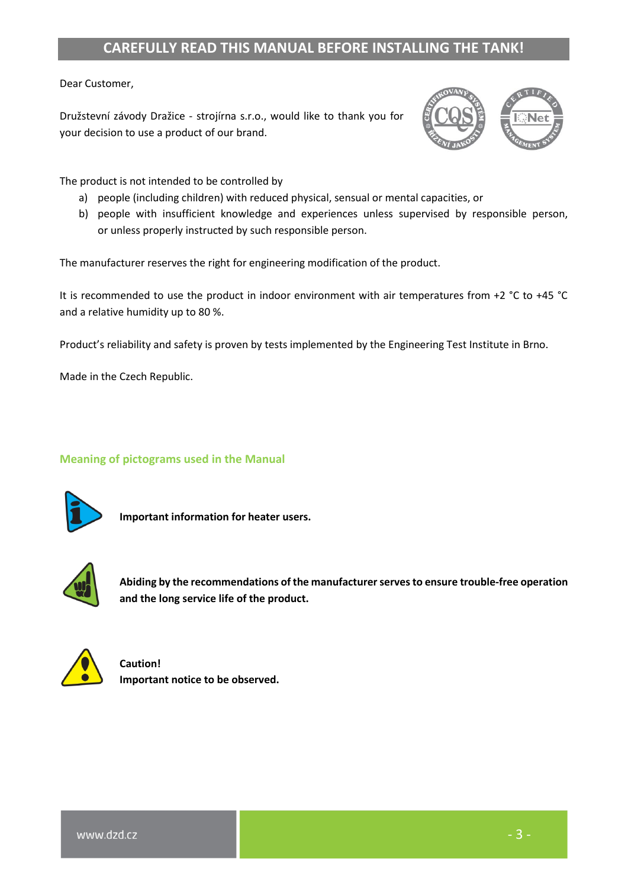# CAREFULLY READ THIS MANUAL BEFORE INSTALLING THE TANK!

Dear Customer,

Družstevní závody Dražice - strojírna s.r.o., would like to thank you for your decision to use a product of our brand.

The product is not intended to be controlled by

a) people (including children) with reduced physical, sensual or mental capacities, or
b) people with insufficient knowledge and experiences unless supervised by responsible person, or unless properly instructed by such responsible person.

The manufacturer reserves the right for engineering modification of the product.

It is recommended to use the product in indoor environment with air temperatures from +2 °C to +45 °C and a relative humidity up to 80 %.

Product's reliability and safety is proven by tests implemented by the Engineering Test Institute in Brno.

Made in the Czech Republic.

## Meaning of pictograms used in the Manual

**Important information for heater users.**

**Abiding by the recommendations of the manufacturer serves to ensure trouble-free operation and the long service life of the product.**

**Caution!**
**Important notice to be observed.**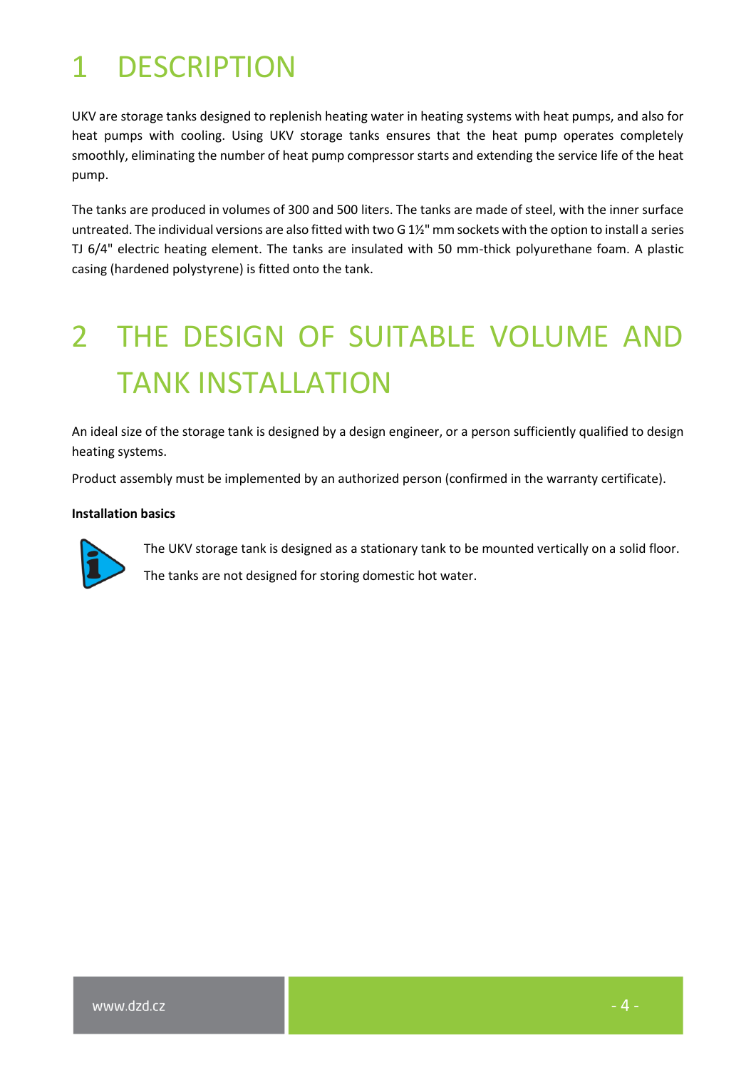# 1 DESCRIPTION

UKV are storage tanks designed to replenish heating water in heating systems with heat pumps, and also for heat pumps with cooling. Using UKV storage tanks ensures that the heat pump operates completely smoothly, eliminating the number of heat pump compressor starts and extending the service life of the heat pump.

The tanks are produced in volumes of 300 and 500 liters. The tanks are made of steel, with the inner surface untreated. The individual versions are also fitted with two G 1½" mm sockets with the option to install a series TJ 6/4" electric heating element. The tanks are insulated with 50 mm-thick polyurethane foam. A plastic casing (hardened polystyrene) is fitted onto the tank.

# 2 THE DESIGN OF SUITABLE VOLUME AND TANK INSTALLATION

An ideal size of the storage tank is designed by a design engineer, or a person sufficiently qualified to design heating systems.

Product assembly must be implemented by an authorized person (confirmed in the warranty certificate).

**Installation basics**

The UKV storage tank is designed as a stationary tank to be mounted vertically on a solid floor.

The tanks are not designed for storing domestic hot water.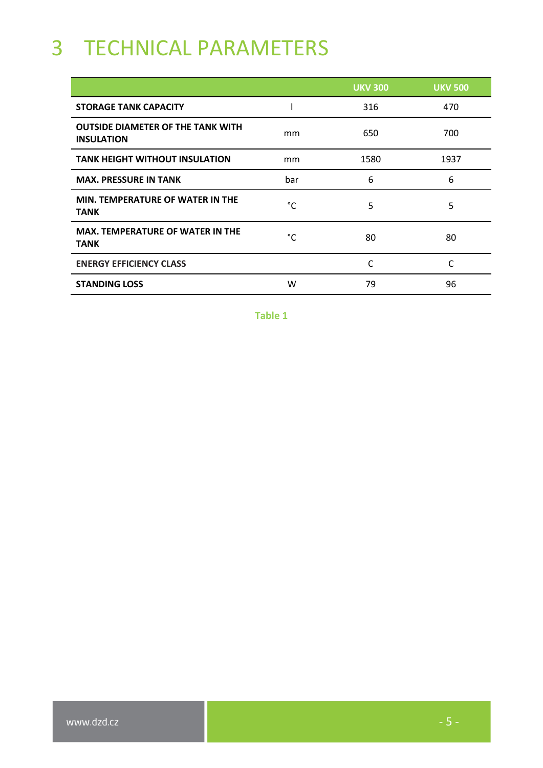# 3 TECHNICAL PARAMETERS

| | | UKV 300 | UKV 500 |
|---|---|---|---|
| **STORAGE TANK CAPACITY** | l | 316 | 470 |
| **OUTSIDE DIAMETER OF THE TANK WITH INSULATION** | mm | 650 | 700 |
| **TANK HEIGHT WITHOUT INSULATION** | mm | 1580 | 1937 |
| **MAX. PRESSURE IN TANK** | bar | 6 | 6 |
| **MIN. TEMPERATURE OF WATER IN THE TANK** | °C | 5 | 5 |
| **MAX. TEMPERATURE OF WATER IN THE TANK** | °C | 80 | 80 |
| **ENERGY EFFICIENCY CLASS** | | C | C |
| **STANDING LOSS** | W | 79 | 96 |

**Table 1**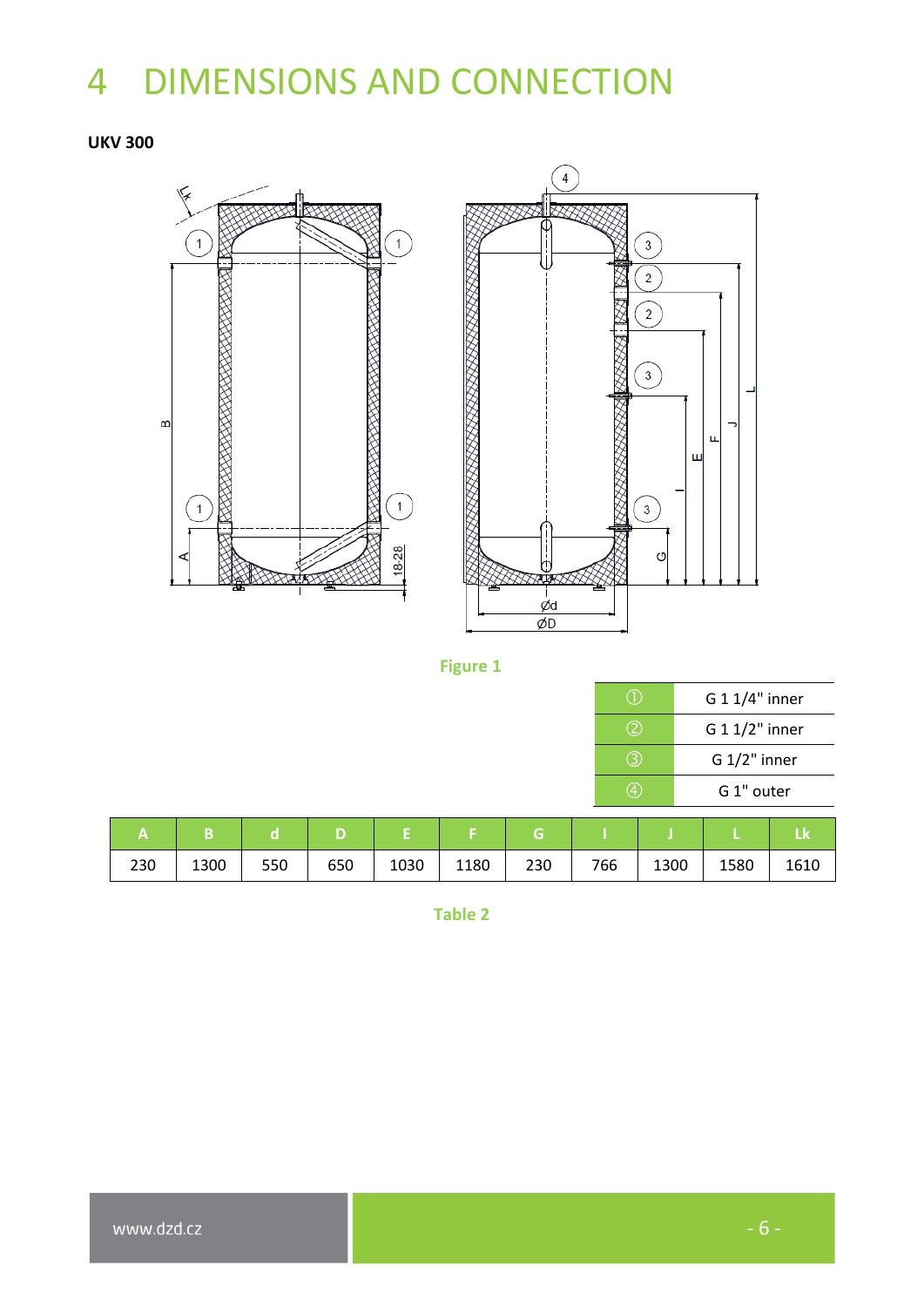// Page 6 of 7 — no detected images; figure labels omitted
# 4 DIMENSIONS AND CONNECTION

**UKV 300**

Figure 1

| | |
|---|---|
| ① | G 1 1/4" inner |
| ② | G 1 1/2" inner |
| ③ | G 1/2" inner |
| ④ | G 1" outer |

| A | B | d | D | E | F | G | I | J | L | Lk |
|---|---|---|---|---|---|---|---|---|---|---|
| 230 | 1300 | 550 | 650 | 1030 | 1180 | 230 | 766 | 1300 | 1580 | 1610 |

Table 2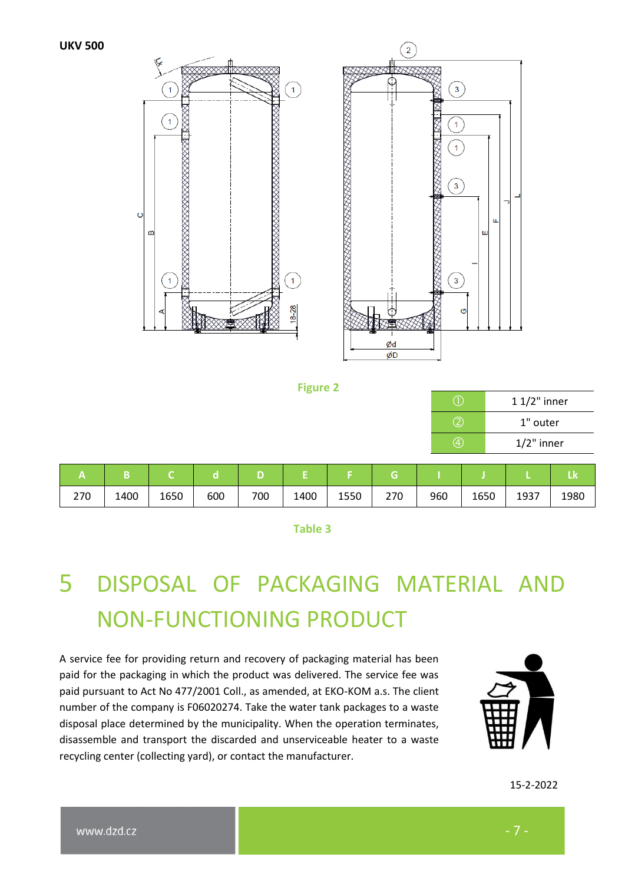**UKV 500**

Figure 2

| | |
|---|---|
| ① | 1 1/2" inner |
| ② | 1" outer |
| ④ | 1/2" inner |

| A | B | C | d | D | E | F | G | I | J | L | Lk |
|---|---|---|---|---|---|---|---|---|---|---|---|
| 270 | 1400 | 1650 | 600 | 700 | 1400 | 1550 | 270 | 960 | 1650 | 1937 | 1980 |

Table 3

# 5 DISPOSAL OF PACKAGING MATERIAL AND NON-FUNCTIONING PRODUCT

A service fee for providing return and recovery of packaging material has been paid for the packaging in which the product was delivered. The service fee was paid pursuant to Act No 477/2001 Coll., as amended, at EKO-KOM a.s. The client number of the company is F06020274. Take the water tank packages to a waste disposal place determined by the municipality. When the operation terminates, disassemble and transport the discarded and unserviceable heater to a waste recycling center (collecting yard), or contact the manufacturer.

15-2-2022